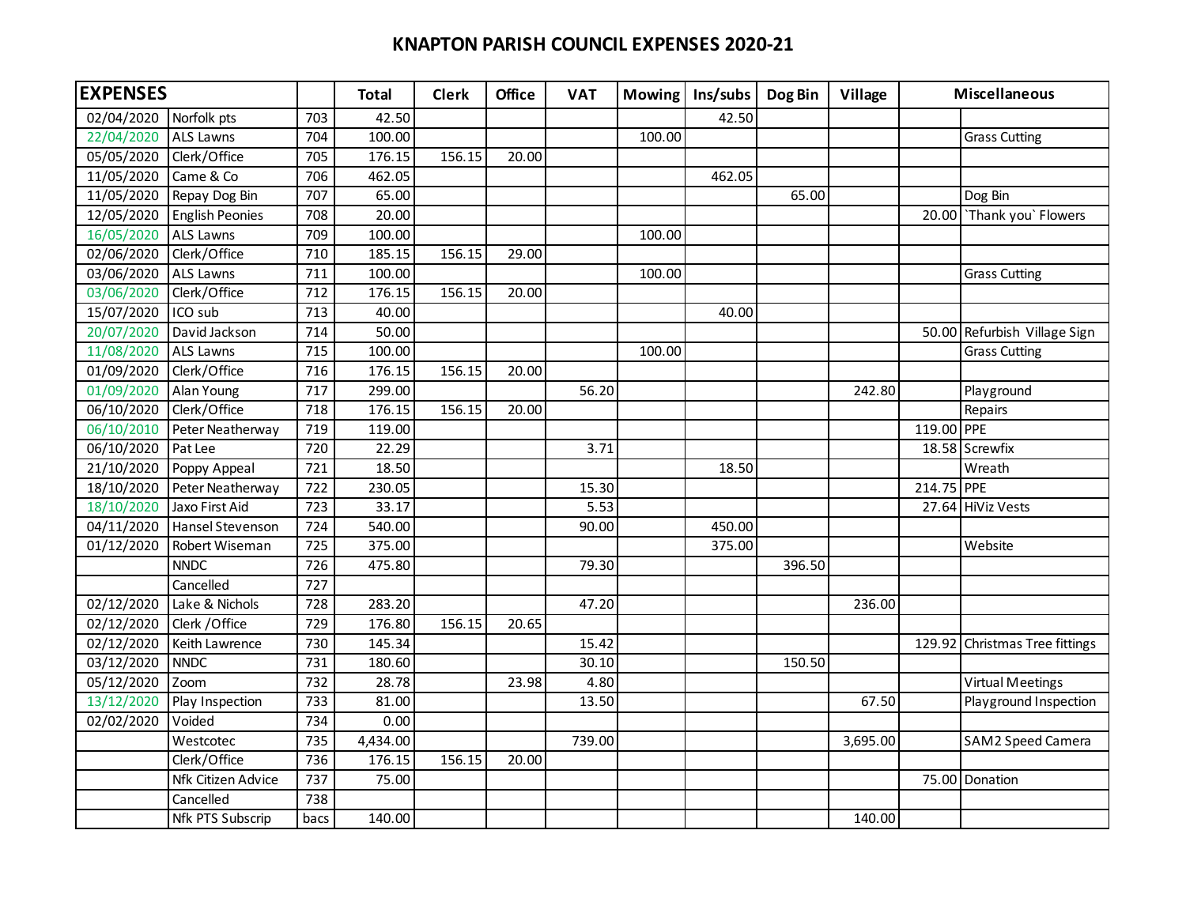# KNAPTON PARISH COUNCIL EXPENSES 2020-21

| EXPENSES | | | Total | Clerk | Office | VAT | Mowing | Ins/subs | Dog Bin | Village | Miscellaneous | |
|---|---|---|---|---|---|---|---|---|---|---|---|---|
| 02/04/2020 | Norfolk pts | 703 | 42.50 | | | | | 42.50 | | | | |
| 22/04/2020 | ALS Lawns | 704 | 100.00 | | | | 100.00 | | | | | Grass Cutting |
| 05/05/2020 | Clerk/Office | 705 | 176.15 | 156.15 | 20.00 | | | | | | | |
| 11/05/2020 | Came & Co | 706 | 462.05 | | | | | 462.05 | | | | |
| 11/05/2020 | Repay Dog Bin | 707 | 65.00 | | | | | | 65.00 | | | Dog Bin |
| 12/05/2020 | English Peonies | 708 | 20.00 | | | | | | | | 20.00 | `Thank you` Flowers |
| 16/05/2020 | ALS Lawns | 709 | 100.00 | | | | 100.00 | | | | | |
| 02/06/2020 | Clerk/Office | 710 | 185.15 | 156.15 | 29.00 | | | | | | | |
| 03/06/2020 | ALS Lawns | 711 | 100.00 | | | | 100.00 | | | | | Grass Cutting |
| 03/06/2020 | Clerk/Office | 712 | 176.15 | 156.15 | 20.00 | | | | | | | |
| 15/07/2020 | ICO sub | 713 | 40.00 | | | | | 40.00 | | | | |
| 20/07/2020 | David Jackson | 714 | 50.00 | | | | | | | | 50.00 | Refurbish Village Sign |
| 11/08/2020 | ALS Lawns | 715 | 100.00 | | | | 100.00 | | | | | Grass Cutting |
| 01/09/2020 | Clerk/Office | 716 | 176.15 | 156.15 | 20.00 | | | | | | | |
| 01/09/2020 | Alan Young | 717 | 299.00 | | | 56.20 | | | | 242.80 | | Playground |
| 06/10/2020 | Clerk/Office | 718 | 176.15 | 156.15 | 20.00 | | | | | | | Repairs |
| 06/10/2010 | Peter Neatherway | 719 | 119.00 | | | | | | | | 119.00 | PPE |
| 06/10/2020 | Pat Lee | 720 | 22.29 | | | 3.71 | | | | | 18.58 | Screwfix |
| 21/10/2020 | Poppy Appeal | 721 | 18.50 | | | | | 18.50 | | | | Wreath |
| 18/10/2020 | Peter Neatherway | 722 | 230.05 | | | 15.30 | | | | | 214.75 | PPE |
| 18/10/2020 | Jaxo First Aid | 723 | 33.17 | | | 5.53 | | | | | 27.64 | HiViz Vests |
| 04/11/2020 | Hansel Stevenson | 724 | 540.00 | | | 90.00 | | 450.00 | | | | |
| 01/12/2020 | Robert Wiseman | 725 | 375.00 | | | | | 375.00 | | | | Website |
| | NNDC | 726 | 475.80 | | | 79.30 | | | 396.50 | | | |
| | Cancelled | 727 | | | | | | | | | | |
| 02/12/2020 | Lake & Nichols | 728 | 283.20 | | | 47.20 | | | | 236.00 | | |
| 02/12/2020 | Clerk /Office | 729 | 176.80 | 156.15 | 20.65 | | | | | | | |
| 02/12/2020 | Keith Lawrence | 730 | 145.34 | | | 15.42 | | | | | 129.92 | Christmas Tree fittings |
| 03/12/2020 | NNDC | 731 | 180.60 | | | 30.10 | | | 150.50 | | | |
| 05/12/2020 | Zoom | 732 | 28.78 | | 23.98 | 4.80 | | | | | | Virtual Meetings |
| 13/12/2020 | Play Inspection | 733 | 81.00 | | | 13.50 | | | | 67.50 | | Playground Inspection |
| 02/02/2020 | Voided | 734 | 0.00 | | | | | | | | | |
| | Westcotec | 735 | 4,434.00 | | | 739.00 | | | | 3,695.00 | | SAM2 Speed Camera |
| | Clerk/Office | 736 | 176.15 | 156.15 | 20.00 | | | | | | | |
| | Nfk Citizen Advice | 737 | 75.00 | | | | | | | | 75.00 | Donation |
| | Cancelled | 738 | | | | | | | | | | |
| | Nfk PTS Subscrip | bacs | 140.00 | | | | | | | 140.00 | | |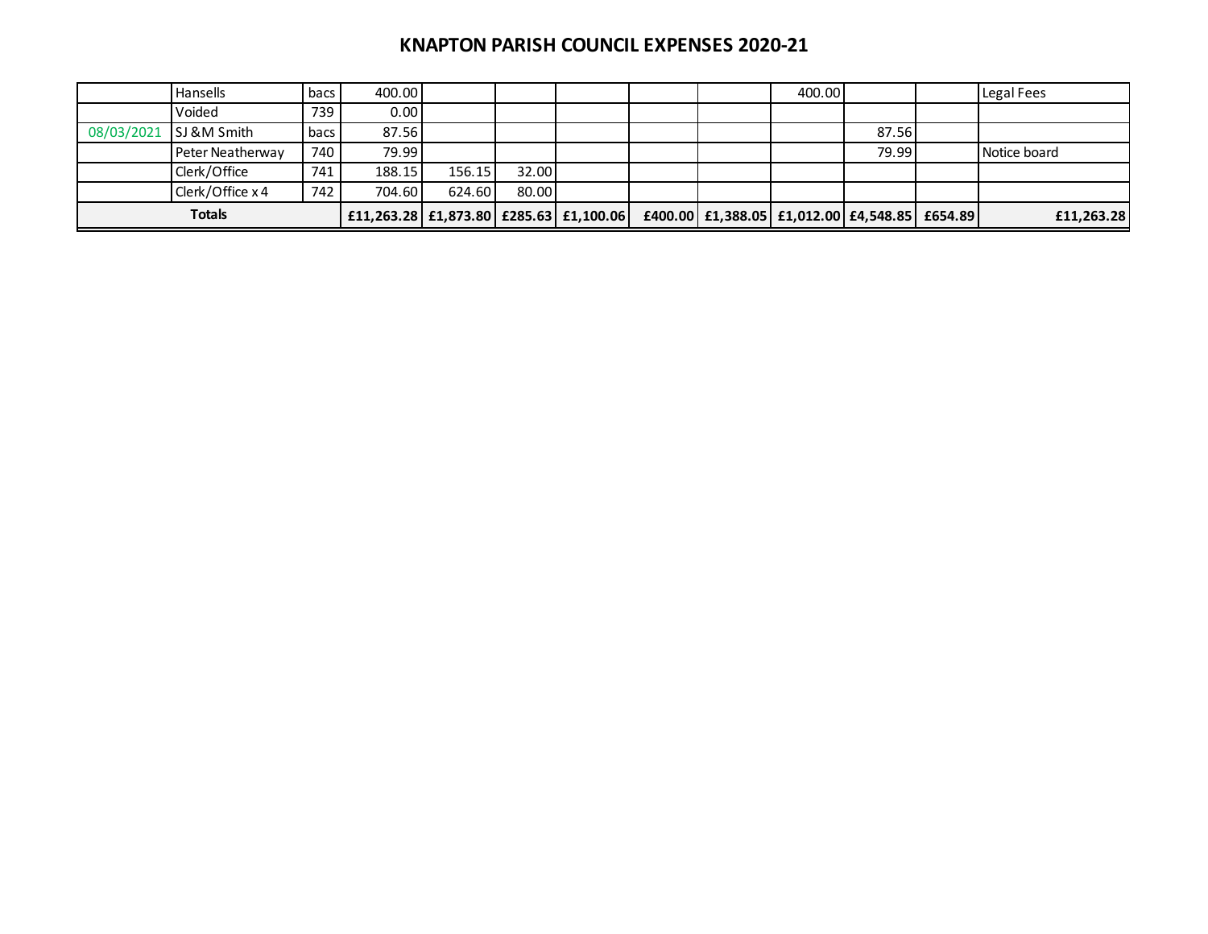# KNAPTON PARISH COUNCIL EXPENSES 2020-21

| | | | | | | | | | | | | |
|---|---|---|---|---|---|---|---|---|---|---|---|---|
| | Hansells | bacs | 400.00 | | | | | | 400.00 | | | Legal Fees |
| | Voided | 739 | 0.00 | | | | | | | | | |
| 08/03/2021 | SJ &M Smith | bacs | 87.56 | | | | | | | 87.56 | | |
| | Peter Neatherway | 740 | 79.99 | | | | | | | 79.99 | | Notice board |
| | Clerk/Office | 741 | 188.15 | 156.15 | 32.00 | | | | | | | |
| | Clerk/Office x 4 | 742 | 704.60 | 624.60 | 80.00 | | | | | | | |
| **Totals** | | | **£11,263.28** | **£1,873.80** | **£285.63** | **£1,100.06** | **£400.00** | **£1,388.05** | **£1,012.00** | **£4,548.85** | **£654.89** | **£11,263.28** |